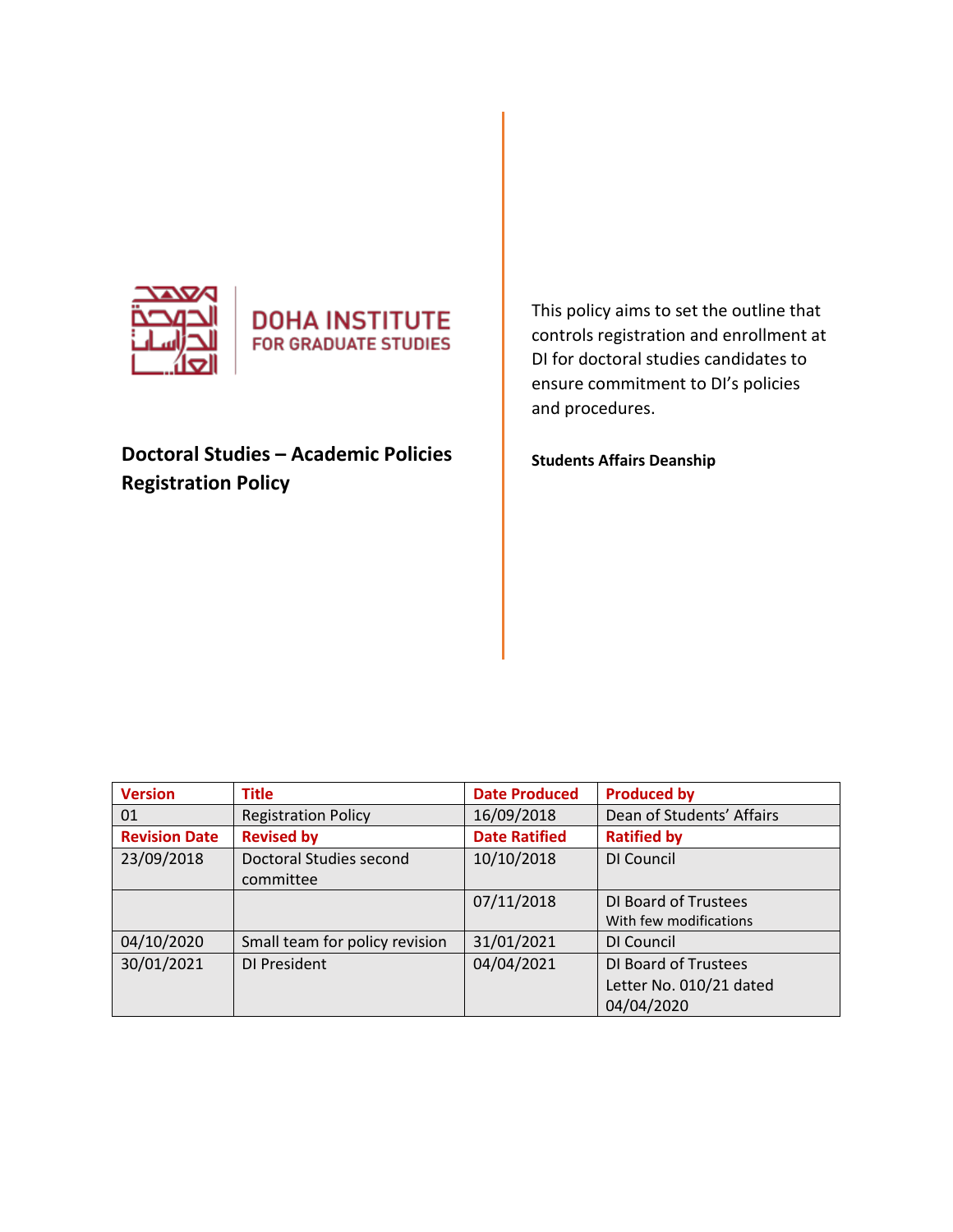DOHA INSTITUTE
FOR GRADUATE STUDIES

# Doctoral Studies – Academic Policies
# Registration Policy

This policy aims to set the outline that controls registration and enrollment at DI for doctoral studies candidates to ensure commitment to DI's policies and procedures.

**Students Affairs Deanship**

| Version | Title | Date Produced | Produced by |
|---|---|---|---|
| 01 | Registration Policy | 16/09/2018 | Dean of Students' Affairs |
| **Revision Date** | **Revised by** | **Date Ratified** | **Ratified by** |
| 23/09/2018 | Doctoral Studies second committee | 10/10/2018 | DI Council |
| | | 07/11/2018 | DI Board of Trustees With few modifications |
| 04/10/2020 | Small team for policy revision | 31/01/2021 | DI Council |
| 30/01/2021 | DI President | 04/04/2021 | DI Board of Trustees Letter No. 010/21 dated 04/04/2020 |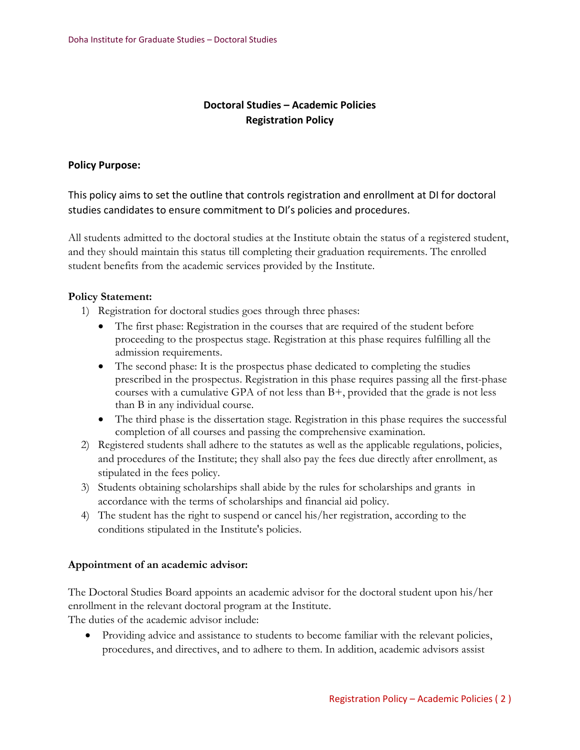# Doctoral Studies – Academic Policies
## Registration Policy

### Policy Purpose:

This policy aims to set the outline that controls registration and enrollment at DI for doctoral studies candidates to ensure commitment to DI's policies and procedures.

All students admitted to the doctoral studies at the Institute obtain the status of a registered student, and they should maintain this status till completing their graduation requirements. The enrolled student benefits from the academic services provided by the Institute.

### Policy Statement:

1) Registration for doctoral studies goes through three phases:
   - The first phase: Registration in the courses that are required of the student before proceeding to the prospectus stage. Registration at this phase requires fulfilling all the admission requirements.
   - The second phase: It is the prospectus phase dedicated to completing the studies prescribed in the prospectus. Registration in this phase requires passing all the first-phase courses with a cumulative GPA of not less than B+, provided that the grade is not less than B in any individual course.
   - The third phase is the dissertation stage. Registration in this phase requires the successful completion of all courses and passing the comprehensive examination.
2) Registered students shall adhere to the statutes as well as the applicable regulations, policies, and procedures of the Institute; they shall also pay the fees due directly after enrollment, as stipulated in the fees policy.
3) Students obtaining scholarships shall abide by the rules for scholarships and grants in accordance with the terms of scholarships and financial aid policy.
4) The student has the right to suspend or cancel his/her registration, according to the conditions stipulated in the Institute's policies.

### Appointment of an academic advisor:

The Doctoral Studies Board appoints an academic advisor for the doctoral student upon his/her enrollment in the relevant doctoral program at the Institute.
The duties of the academic advisor include:

- Providing advice and assistance to students to become familiar with the relevant policies, procedures, and directives, and to adhere to them. In addition, academic advisors assist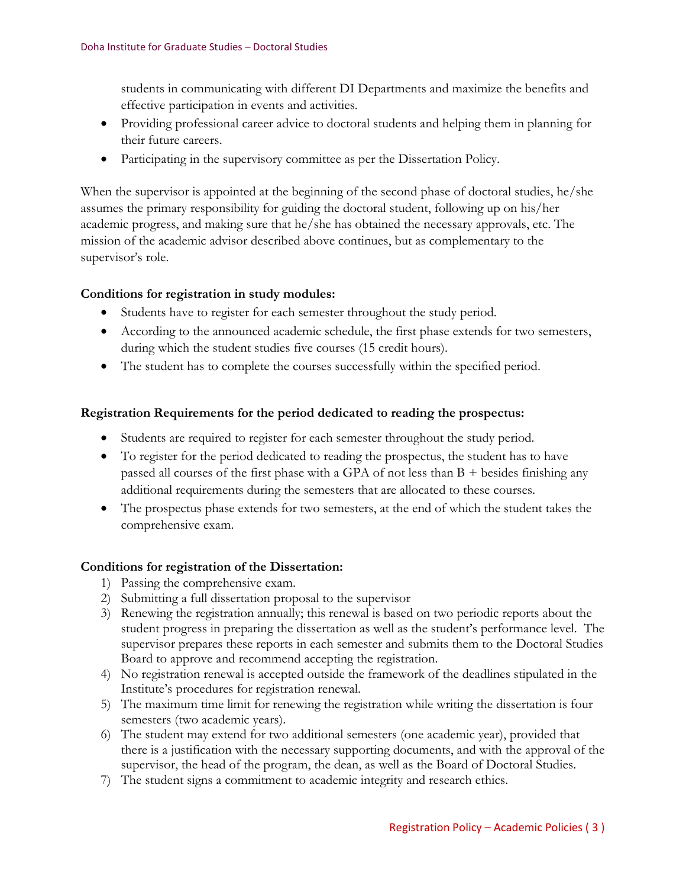students in communicating with different DI Departments and maximize the benefits and effective participation in events and activities.

- Providing professional career advice to doctoral students and helping them in planning for their future careers.
- Participating in the supervisory committee as per the Dissertation Policy.

When the supervisor is appointed at the beginning of the second phase of doctoral studies, he/she assumes the primary responsibility for guiding the doctoral student, following up on his/her academic progress, and making sure that he/she has obtained the necessary approvals, etc. The mission of the academic advisor described above continues, but as complementary to the supervisor's role.

**Conditions for registration in study modules:**

- Students have to register for each semester throughout the study period.
- According to the announced academic schedule, the first phase extends for two semesters, during which the student studies five courses (15 credit hours).
- The student has to complete the courses successfully within the specified period.

**Registration Requirements for the period dedicated to reading the prospectus:**

- Students are required to register for each semester throughout the study period.
- To register for the period dedicated to reading the prospectus, the student has to have passed all courses of the first phase with a GPA of not less than B + besides finishing any additional requirements during the semesters that are allocated to these courses.
- The prospectus phase extends for two semesters, at the end of which the student takes the comprehensive exam.

**Conditions for registration of the Dissertation:**

1) Passing the comprehensive exam.
2) Submitting a full dissertation proposal to the supervisor
3) Renewing the registration annually; this renewal is based on two periodic reports about the student progress in preparing the dissertation as well as the student's performance level. The supervisor prepares these reports in each semester and submits them to the Doctoral Studies Board to approve and recommend accepting the registration.
4) No registration renewal is accepted outside the framework of the deadlines stipulated in the Institute's procedures for registration renewal.
5) The maximum time limit for renewing the registration while writing the dissertation is four semesters (two academic years).
6) The student may extend for two additional semesters (one academic year), provided that there is a justification with the necessary supporting documents, and with the approval of the supervisor, the head of the program, the dean, as well as the Board of Doctoral Studies.
7) The student signs a commitment to academic integrity and research ethics.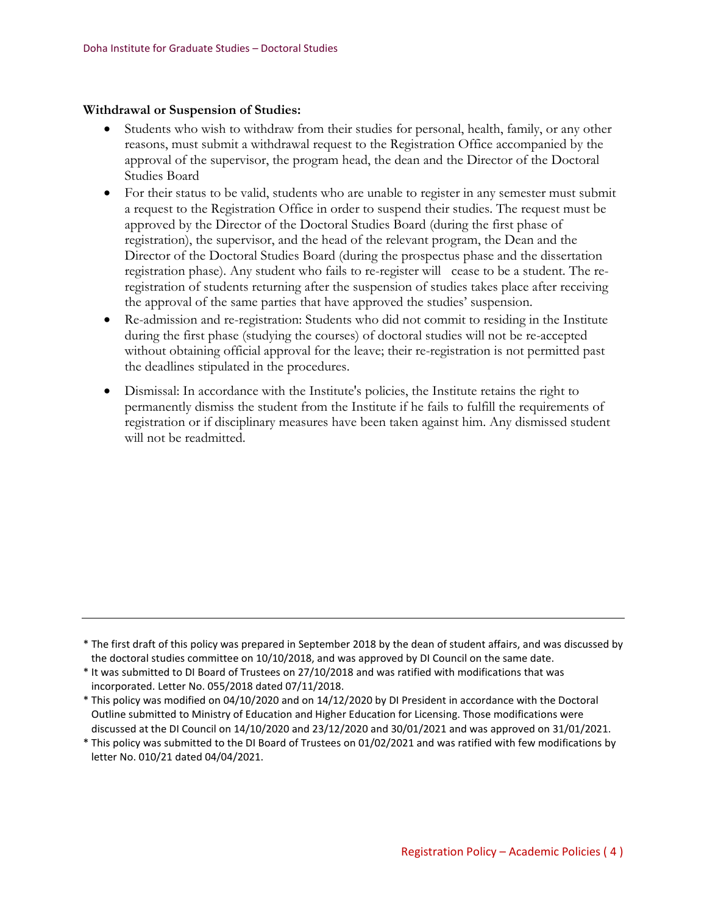**Withdrawal or Suspension of Studies:**

- Students who wish to withdraw from their studies for personal, health, family, or any other reasons, must submit a withdrawal request to the Registration Office accompanied by the approval of the supervisor, the program head, the dean and the Director of the Doctoral Studies Board
- For their status to be valid, students who are unable to register in any semester must submit a request to the Registration Office in order to suspend their studies. The request must be approved by the Director of the Doctoral Studies Board (during the first phase of registration), the supervisor, and the head of the relevant program, the Dean and the Director of the Doctoral Studies Board (during the prospectus phase and the dissertation registration phase). Any student who fails to re-register will cease to be a student. The re-registration of students returning after the suspension of studies takes place after receiving the approval of the same parties that have approved the studies' suspension.
- Re-admission and re-registration: Students who did not commit to residing in the Institute during the first phase (studying the courses) of doctoral studies will not be re-accepted without obtaining official approval for the leave; their re-registration is not permitted past the deadlines stipulated in the procedures.
- Dismissal: In accordance with the Institute's policies, the Institute retains the right to permanently dismiss the student from the Institute if he fails to fulfill the requirements of registration or if disciplinary measures have been taken against him. Any dismissed student will not be readmitted.

---

* The first draft of this policy was prepared in September 2018 by the dean of student affairs, and was discussed by the doctoral studies committee on 10/10/2018, and was approved by DI Council on the same date.
* It was submitted to DI Board of Trustees on 27/10/2018 and was ratified with modifications that was incorporated. Letter No. 055/2018 dated 07/11/2018.
* This policy was modified on 04/10/2020 and on 14/12/2020 by DI President in accordance with the Doctoral Outline submitted to Ministry of Education and Higher Education for Licensing. Those modifications were discussed at the DI Council on 14/10/2020 and 23/12/2020 and 30/01/2021 and was approved on 31/01/2021.
* This policy was submitted to the DI Board of Trustees on 01/02/2021 and was ratified with few modifications by letter No. 010/21 dated 04/04/2021.